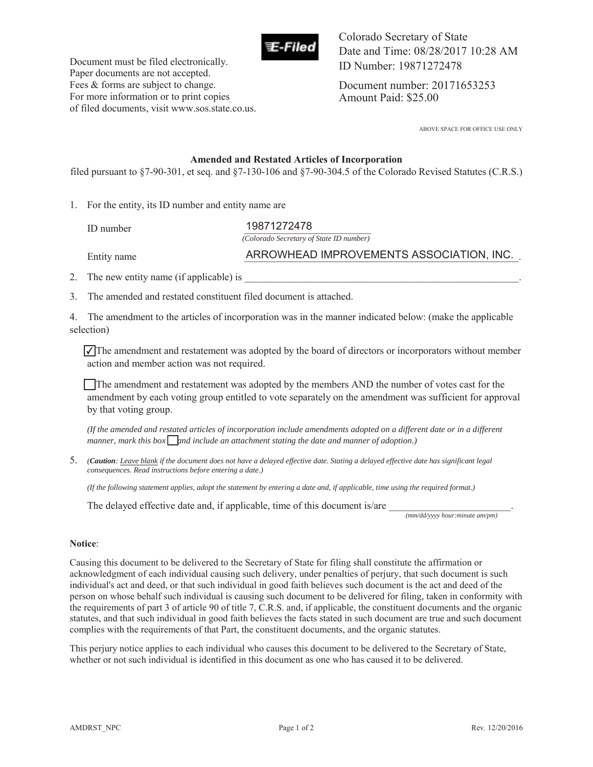Document must be filed electronically.
Paper documents are not accepted.
Fees & forms are subject to change.
For more information or to print copies
of filed documents, visit www.sos.state.co.us.

Colorado Secretary of State
Date and Time: 08/28/2017 10:28 AM
ID Number: 19871272478

Document number: 20171653253
Amount Paid: $25.00

ABOVE SPACE FOR OFFICE USE ONLY

**Amended and Restated Articles of Incorporation**

filed pursuant to §7-90-301, et seq. and §7-130-106 and §7-90-304.5 of the Colorado Revised Statutes (C.R.S.)

1. For the entity, its ID number and entity name are

   ID number: 19871272478
   *(Colorado Secretary of State ID number)*

   Entity name: ARROWHEAD IMPROVEMENTS ASSOCIATION, INC.

2. The new entity name (if applicable) is ______________________.

3. The amended and restated constituent filed document is attached.

4. The amendment to the articles of incorporation was in the manner indicated below: (make the applicable selection)

   ☑ The amendment and restatement was adopted by the board of directors or incorporators without member action and member action was not required.

   ☐ The amendment and restatement was adopted by the members AND the number of votes cast for the amendment by each voting group entitled to vote separately on the amendment was sufficient for approval by that voting group.

   *(If the amended and restated articles of incorporation include amendments adopted on a different date or in a different manner, mark this box ☐ and include an attachment stating the date and manner of adoption.)*

5. *(**Caution**: Leave blank if the document does not have a delayed effective date. Stating a delayed effective date has significant legal consequences. Read instructions before entering a date.)*

   *(If the following statement applies, adopt the statement by entering a date and, if applicable, time using the required format.)*

   The delayed effective date and, if applicable, time of this document is/are ______________________.
   *(mm/dd/yyyy hour:minute am/pm)*

**Notice**:

Causing this document to be delivered to the Secretary of State for filing shall constitute the affirmation or acknowledgment of each individual causing such delivery, under penalties of perjury, that such document is such individual's act and deed, or that such individual in good faith believes such document is the act and deed of the person on whose behalf such individual is causing such document to be delivered for filing, taken in conformity with the requirements of part 3 of article 90 of title 7, C.R.S. and, if applicable, the constituent documents and the organic statutes, and that such individual in good faith believes the facts stated in such document are true and such document complies with the requirements of that Part, the constituent documents, and the organic statutes.

This perjury notice applies to each individual who causes this document to be delivered to the Secretary of State, whether or not such individual is identified in this document as one who has caused it to be delivered.

AMDRST_NPC Rev. 12/20/2016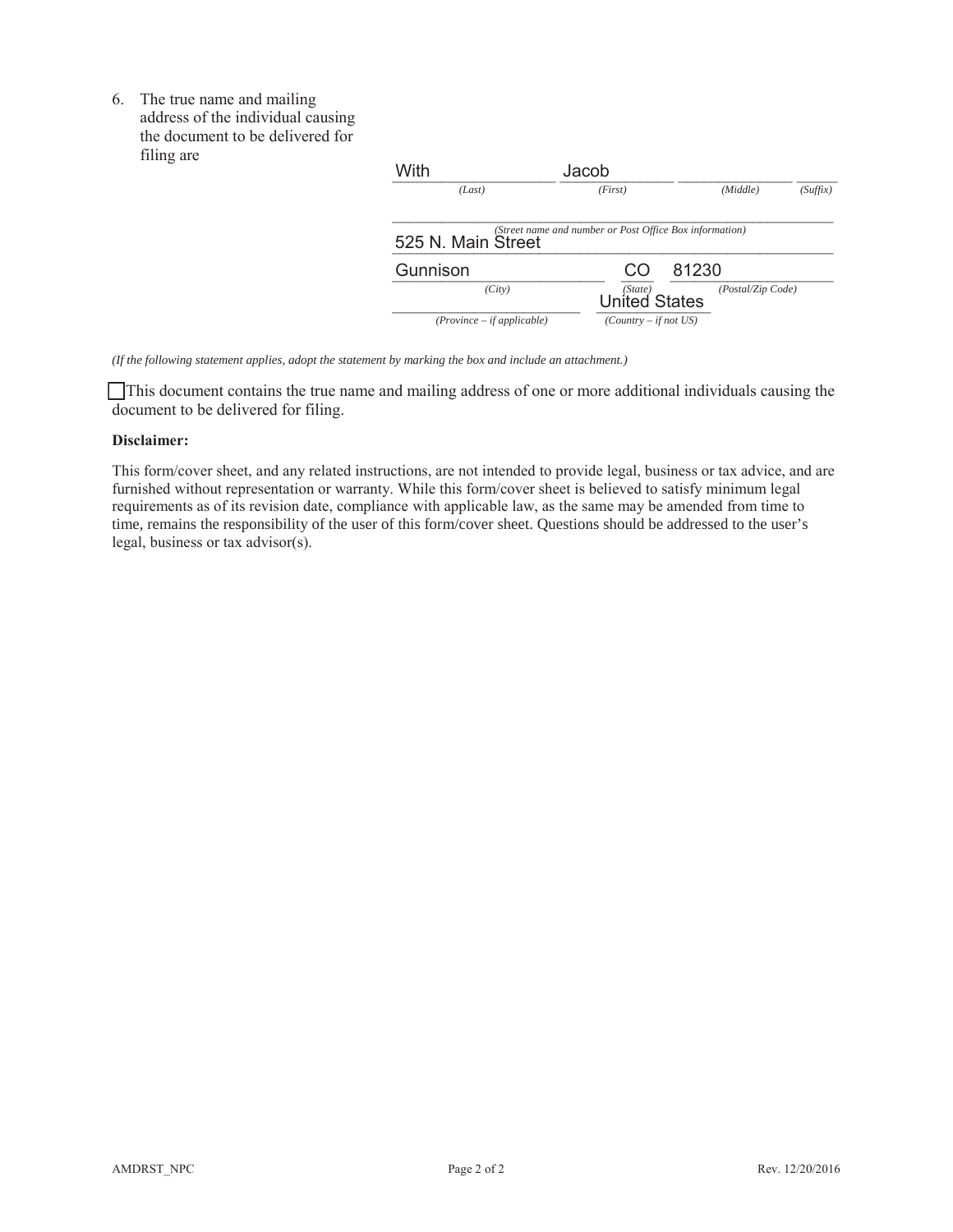6. The true name and mailing address of the individual causing the document to be delivered for filing are

| With | Jacob | | |
|---|---|---|---|
| *(Last)* | *(First)* | *(Middle)* | *(Suffix)* |

| | | |
|---|---|---|
| *(Street name and number or Post Office Box information)* | | |
| 525 N. Main Street | | |
| Gunnison | CO | 81230 |
| *(City)* | *(State)* | *(Postal/Zip Code)* |
| | United States | |
| *(Province – if applicable)* | *(Country – if not US)* | |

*(If the following statement applies, adopt the statement by marking the box and include an attachment.)*

☐ This document contains the true name and mailing address of one or more additional individuals causing the document to be delivered for filing.

**Disclaimer:**

This form/cover sheet, and any related instructions, are not intended to provide legal, business or tax advice, and are furnished without representation or warranty. While this form/cover sheet is believed to satisfy minimum legal requirements as of its revision date, compliance with applicable law, as the same may be amended from time to time, remains the responsibility of the user of this form/cover sheet. Questions should be addressed to the user's legal, business or tax advisor(s).

AMDRST_NPC Rev. 12/20/2016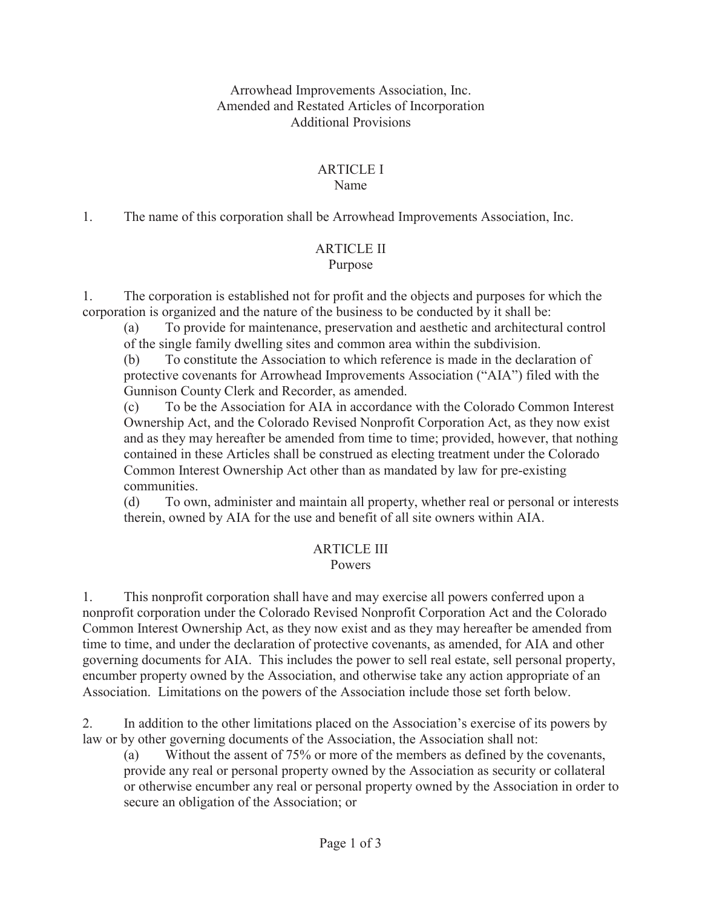Arrowhead Improvements Association, Inc.
Amended and Restated Articles of Incorporation
Additional Provisions

# ARTICLE I
## Name

1. The name of this corporation shall be Arrowhead Improvements Association, Inc.

# ARTICLE II
## Purpose

1. The corporation is established not for profit and the objects and purposes for which the corporation is organized and the nature of the business to be conducted by it shall be:

   (a) To provide for maintenance, preservation and aesthetic and architectural control of the single family dwelling sites and common area within the subdivision.

   (b) To constitute the Association to which reference is made in the declaration of protective covenants for Arrowhead Improvements Association ("AIA") filed with the Gunnison County Clerk and Recorder, as amended.

   (c) To be the Association for AIA in accordance with the Colorado Common Interest Ownership Act, and the Colorado Revised Nonprofit Corporation Act, as they now exist and as they may hereafter be amended from time to time; provided, however, that nothing contained in these Articles shall be construed as electing treatment under the Colorado Common Interest Ownership Act other than as mandated by law for pre-existing communities.

   (d) To own, administer and maintain all property, whether real or personal or interests therein, owned by AIA for the use and benefit of all site owners within AIA.

# ARTICLE III
## Powers

1. This nonprofit corporation shall have and may exercise all powers conferred upon a nonprofit corporation under the Colorado Revised Nonprofit Corporation Act and the Colorado Common Interest Ownership Act, as they now exist and as they may hereafter be amended from time to time, and under the declaration of protective covenants, as amended, for AIA and other governing documents for AIA. This includes the power to sell real estate, sell personal property, encumber property owned by the Association, and otherwise take any action appropriate of an Association. Limitations on the powers of the Association include those set forth below.

2. In addition to the other limitations placed on the Association's exercise of its powers by law or by other governing documents of the Association, the Association shall not:

   (a) Without the assent of 75% or more of the members as defined by the covenants, provide any real or personal property owned by the Association as security or collateral or otherwise encumber any real or personal property owned by the Association in order to secure an obligation of the Association; or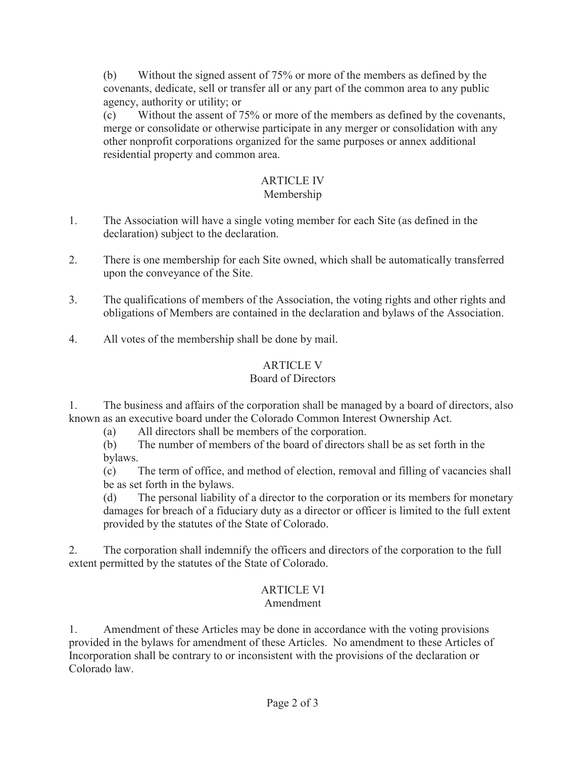(b) Without the signed assent of 75% or more of the members as defined by the covenants, dedicate, sell or transfer all or any part of the common area to any public agency, authority or utility; or

(c) Without the assent of 75% or more of the members as defined by the covenants, merge or consolidate or otherwise participate in any merger or consolidation with any other nonprofit corporations organized for the same purposes or annex additional residential property and common area.

## ARTICLE IV
## Membership

1. The Association will have a single voting member for each Site (as defined in the declaration) subject to the declaration.

2. There is one membership for each Site owned, which shall be automatically transferred upon the conveyance of the Site.

3. The qualifications of members of the Association, the voting rights and other rights and obligations of Members are contained in the declaration and bylaws of the Association.

4. All votes of the membership shall be done by mail.

## ARTICLE V
## Board of Directors

1. The business and affairs of the corporation shall be managed by a board of directors, also known as an executive board under the Colorado Common Interest Ownership Act.

   (a) All directors shall be members of the corporation.

   (b) The number of members of the board of directors shall be as set forth in the bylaws.

   (c) The term of office, and method of election, removal and filling of vacancies shall be as set forth in the bylaws.

   (d) The personal liability of a director to the corporation or its members for monetary damages for breach of a fiduciary duty as a director or officer is limited to the full extent provided by the statutes of the State of Colorado.

2. The corporation shall indemnify the officers and directors of the corporation to the full extent permitted by the statutes of the State of Colorado.

## ARTICLE VI
## Amendment

1. Amendment of these Articles may be done in accordance with the voting provisions provided in the bylaws for amendment of these Articles. No amendment to these Articles of Incorporation shall be contrary to or inconsistent with the provisions of the declaration or Colorado law.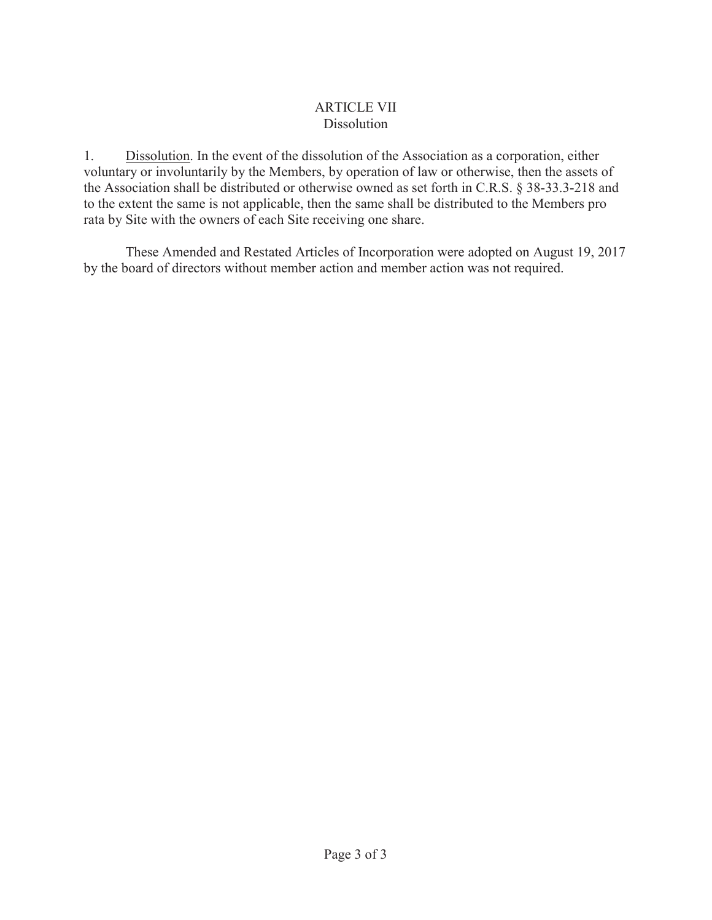## ARTICLE VII
### Dissolution

1. Dissolution. In the event of the dissolution of the Association as a corporation, either voluntary or involuntarily by the Members, by operation of law or otherwise, then the assets of the Association shall be distributed or otherwise owned as set forth in C.R.S. § 38-33.3-218 and to the extent the same is not applicable, then the same shall be distributed to the Members pro rata by Site with the owners of each Site receiving one share.

These Amended and Restated Articles of Incorporation were adopted on August 19, 2017 by the board of directors without member action and member action was not required.